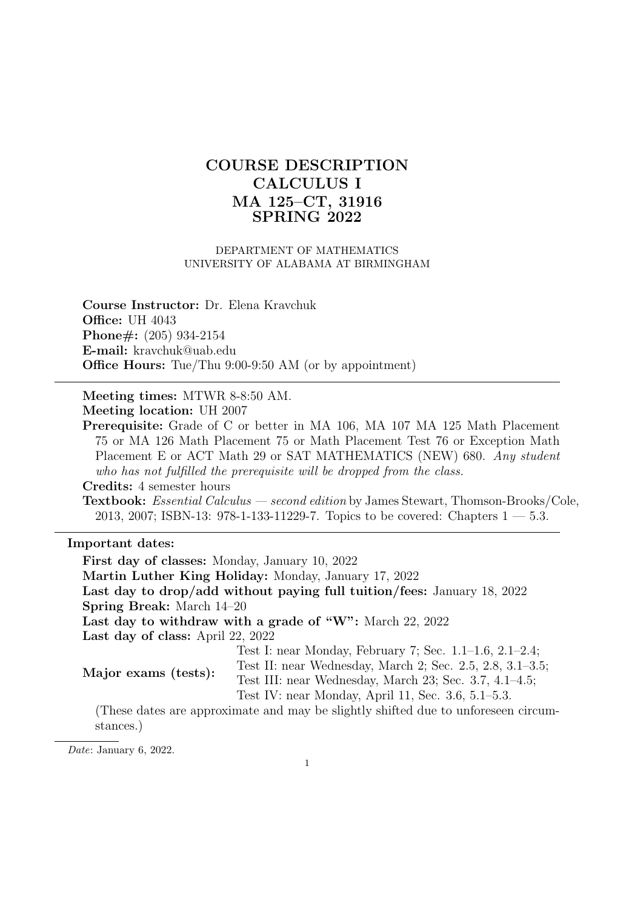# COURSE DESCRIPTION
# CALCULUS I
# MA 125–CT, 31916
# SPRING 2022

DEPARTMENT OF MATHEMATICS
UNIVERSITY OF ALABAMA AT BIRMINGHAM

**Course Instructor:** Dr. Elena Kravchuk
**Office:** UH 4043
**Phone#:** (205) 934-2154
**E-mail:** kravchuk@uab.edu
**Office Hours:** Tue/Thu 9:00-9:50 AM (or by appointment)

---

**Meeting times:** MTWR 8-8:50 AM.
**Meeting location:** UH 2007
**Prerequisite:** Grade of C or better in MA 106, MA 107 MA 125 Math Placement 75 or MA 126 Math Placement 75 or Math Placement Test 76 or Exception Math Placement E or ACT Math 29 or SAT MATHEMATICS (NEW) 680. *Any student who has not fulfilled the prerequisite will be dropped from the class.*
**Credits:** 4 semester hours
**Textbook:** *Essential Calculus — second edition* by James Stewart, Thomson-Brooks/Cole, 2013, 2007; ISBN-13: 978-1-133-11229-7. Topics to be covered: Chapters 1 — 5.3.

---

**Important dates:**

**First day of classes:** Monday, January 10, 2022
**Martin Luther King Holiday:** Monday, January 17, 2022
**Last day to drop/add without paying full tuition/fees:** January 18, 2022
**Spring Break:** March 14–20
**Last day to withdraw with a grade of "W":** March 22, 2022
**Last day of class:** April 22, 2022
**Major exams (tests):**
Test I: near Monday, February 7; Sec. 1.1–1.6, 2.1–2.4;
Test II: near Wednesday, March 2; Sec. 2.5, 2.8, 3.1–3.5;
Test III: near Wednesday, March 23; Sec. 3.7, 4.1–4.5;
Test IV: near Monday, April 11, Sec. 3.6, 5.1–5.3.

(These dates are approximate and may be slightly shifted due to unforeseen circumstances.)

*Date*: January 6, 2022.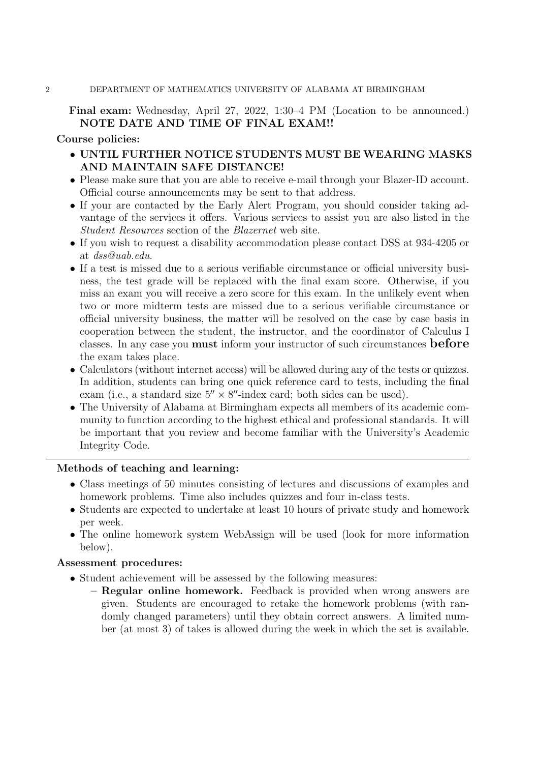**Final exam:** Wednesday, April 27, 2022, 1:30–4 PM (Location to be announced.) **NOTE DATE AND TIME OF FINAL EXAM!!**

**Course policies:**

- **UNTIL FURTHER NOTICE STUDENTS MUST BE WEARING MASKS AND MAINTAIN SAFE DISTANCE!**
- Please make sure that you are able to receive e-mail through your Blazer-ID account. Official course announcements may be sent to that address.
- If your are contacted by the Early Alert Program, you should consider taking advantage of the services it offers. Various services to assist you are also listed in the *Student Resources* section of the *Blazernet* web site.
- If you wish to request a disability accommodation please contact DSS at 934-4205 or at *dss@uab.edu*.
- If a test is missed due to a serious verifiable circumstance or official university business, the test grade will be replaced with the final exam score. Otherwise, if you miss an exam you will receive a zero score for this exam. In the unlikely event when two or more midterm tests are missed due to a serious verifiable circumstance or official university business, the matter will be resolved on the case by case basis in cooperation between the student, the instructor, and the coordinator of Calculus I classes. In any case you **must** inform your instructor of such circumstances **before** the exam takes place.
- Calculators (without internet access) will be allowed during any of the tests or quizzes. In addition, students can bring one quick reference card to tests, including the final exam (i.e., a standard size $5'' \times 8''$-index card; both sides can be used).
- The University of Alabama at Birmingham expects all members of its academic community to function according to the highest ethical and professional standards. It will be important that you review and become familiar with the University's Academic Integrity Code.

---

**Methods of teaching and learning:**

- Class meetings of 50 minutes consisting of lectures and discussions of examples and homework problems. Time also includes quizzes and four in-class tests.
- Students are expected to undertake at least 10 hours of private study and homework per week.
- The online homework system WebAssign will be used (look for more information below).

**Assessment procedures:**

- Student achievement will be assessed by the following measures:
  - **Regular online homework.** Feedback is provided when wrong answers are given. Students are encouraged to retake the homework problems (with randomly changed parameters) until they obtain correct answers. A limited number (at most 3) of takes is allowed during the week in which the set is available.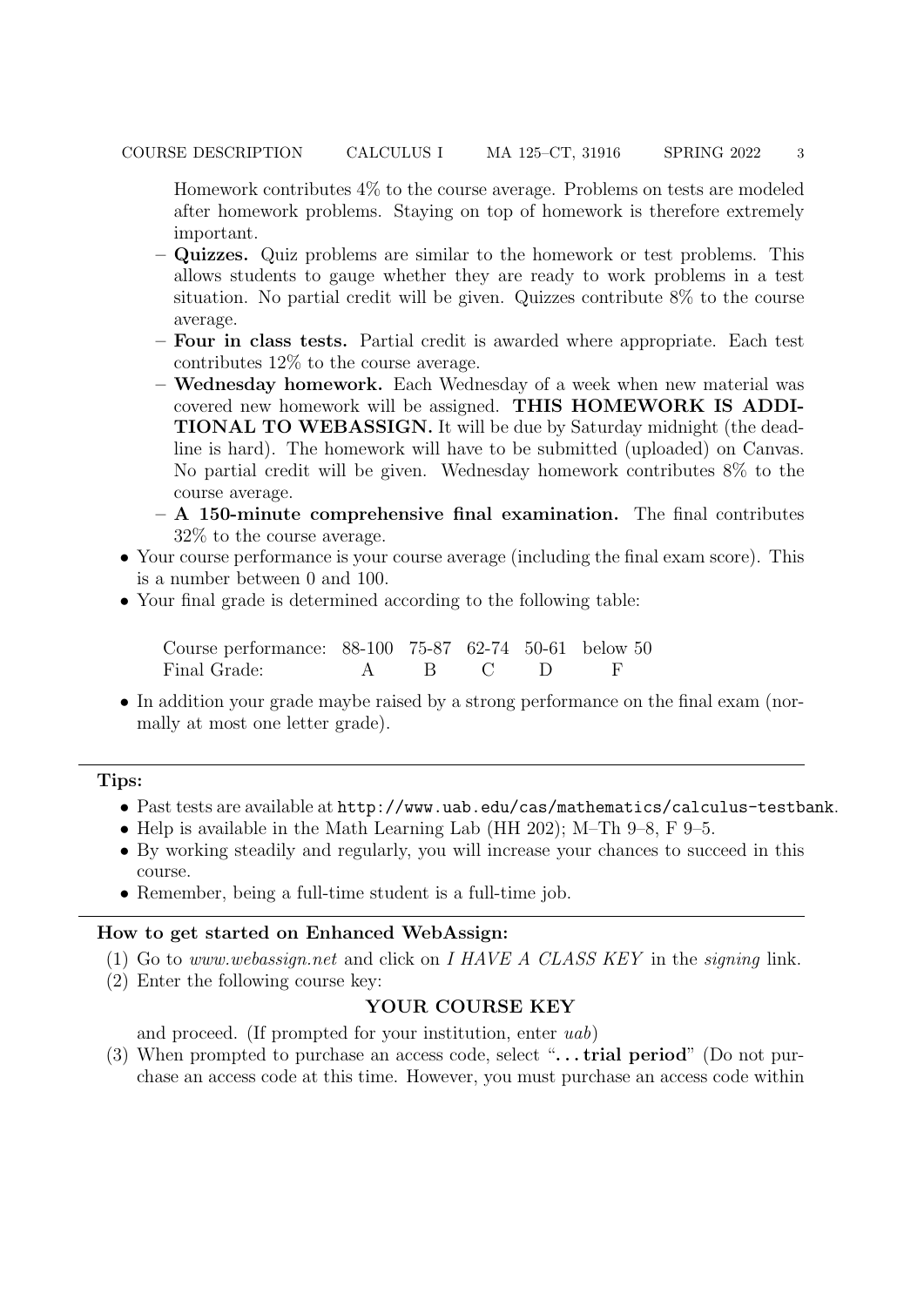Homework contributes 4% to the course average. Problems on tests are modeled after homework problems. Staying on top of homework is therefore extremely important.

  - **Quizzes.** Quiz problems are similar to the homework or test problems. This allows students to gauge whether they are ready to work problems in a test situation. No partial credit will be given. Quizzes contribute 8% to the course average.
  - **Four in class tests.** Partial credit is awarded where appropriate. Each test contributes 12% to the course average.
  - **Wednesday homework.** Each Wednesday of a week when new material was covered new homework will be assigned. **THIS HOMEWORK IS ADDITIONAL TO WEBASSIGN.** It will be due by Saturday midnight (the deadline is hard). The homework will have to be submitted (uploaded) on Canvas. No partial credit will be given. Wednesday homework contributes 8% to the course average.
  - **A 150-minute comprehensive final examination.** The final contributes 32% to the course average.

- Your course performance is your course average (including the final exam score). This is a number between 0 and 100.
- Your final grade is determined according to the following table:

| Course performance: | 88-100 | 75-87 | 62-74 | 50-61 | below 50 |
|---|---|---|---|---|---|
| Final Grade: | A | B | C | D | F |

- In addition your grade maybe raised by a strong performance on the final exam (normally at most one letter grade).

---

**Tips:**

- Past tests are available at `http://www.uab.edu/cas/mathematics/calculus-testbank`.
- Help is available in the Math Learning Lab (HH 202); M–Th 9–8, F 9–5.
- By working steadily and regularly, you will increase your chances to succeed in this course.
- Remember, being a full-time student is a full-time job.

---

**How to get started on Enhanced WebAssign:**

(1) Go to *www.webassign.net* and click on *I HAVE A CLASS KEY* in the *signing* link.

(2) Enter the following course key:

**YOUR COURSE KEY**

and proceed. (If prompted for your institution, enter *uab*)

(3) When prompted to purchase an access code, select "**. . . trial period**" (Do not purchase an access code at this time. However, you must purchase an access code within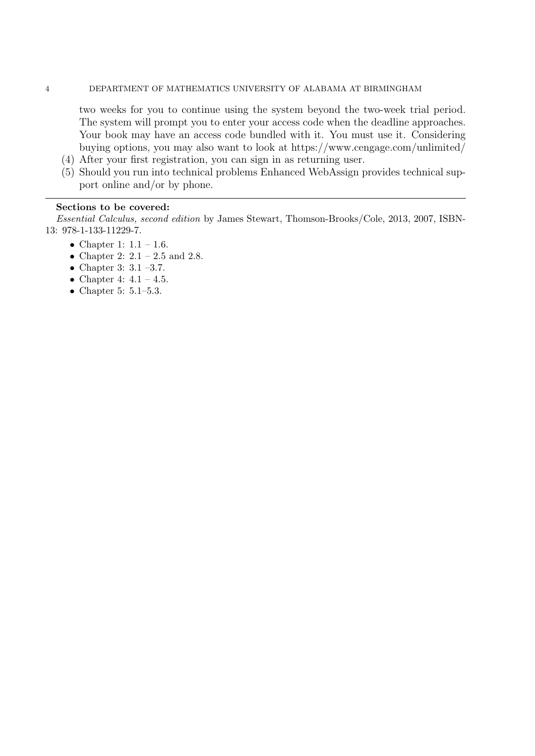two weeks for you to continue using the system beyond the two-week trial period. The system will prompt you to enter your access code when the deadline approaches. Your book may have an access code bundled with it. You must use it. Considering buying options, you may also want to look at https://www.cengage.com/unlimited/

(4) After your first registration, you can sign in as returning user.
(5) Should you run into technical problems Enhanced WebAssign provides technical support online and/or by phone.

---

**Sections to be covered:**

*Essential Calculus, second edition* by James Stewart, Thomson-Brooks/Cole, 2013, 2007, ISBN-13: 978-1-133-11229-7.

- Chapter 1: 1.1 – 1.6.
- Chapter 2: 2.1 – 2.5 and 2.8.
- Chapter 3: 3.1 –3.7.
- Chapter 4: 4.1 – 4.5.
- Chapter 5: 5.1–5.3.